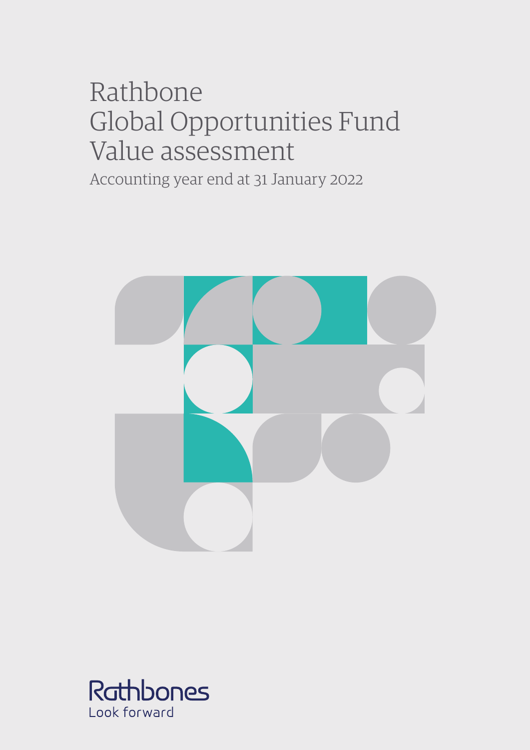# Rathbone Global Opportunities Fund Value assessment

Accounting year end at 31 January 2022

Rathbones
Look forward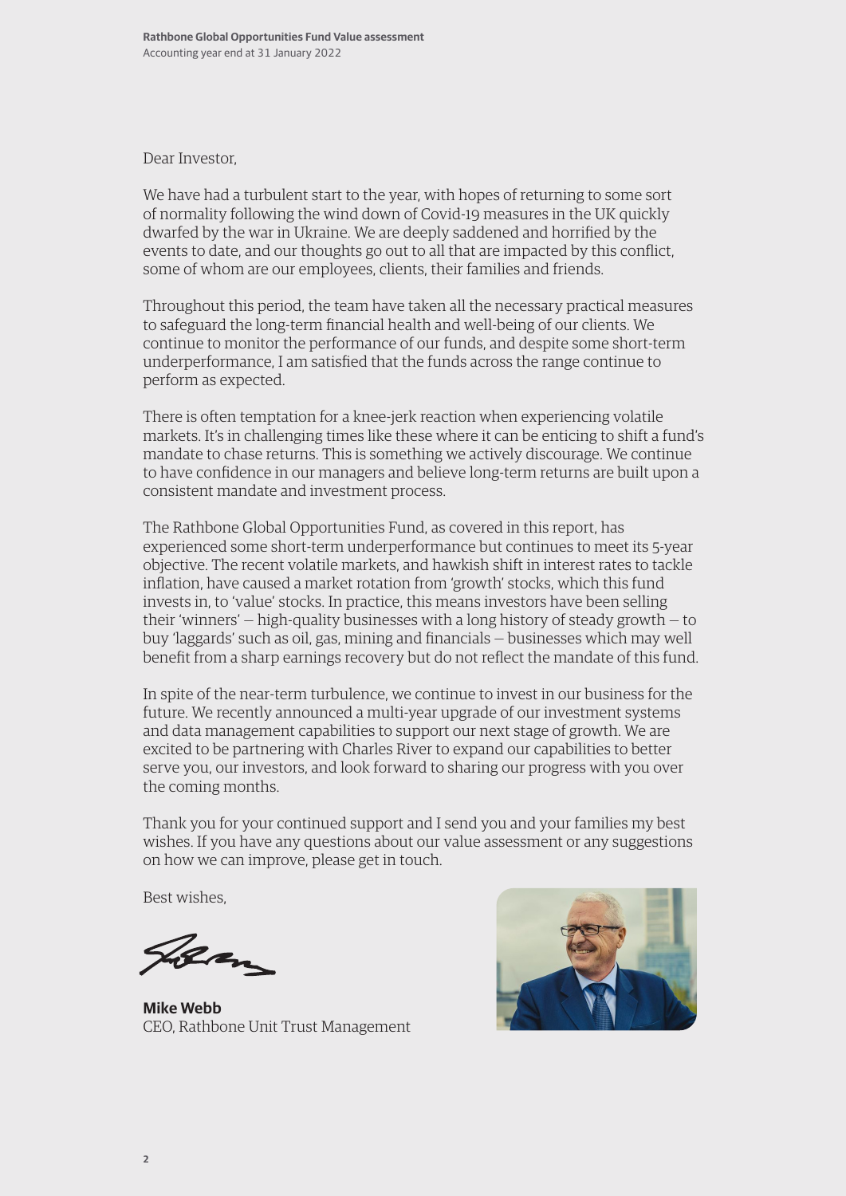Dear Investor,

We have had a turbulent start to the year, with hopes of returning to some sort of normality following the wind down of Covid-19 measures in the UK quickly dwarfed by the war in Ukraine. We are deeply saddened and horrified by the events to date, and our thoughts go out to all that are impacted by this conflict, some of whom are our employees, clients, their families and friends.

Throughout this period, the team have taken all the necessary practical measures to safeguard the long-term financial health and well-being of our clients. We continue to monitor the performance of our funds, and despite some short-term underperformance, I am satisfied that the funds across the range continue to perform as expected.

There is often temptation for a knee-jerk reaction when experiencing volatile markets. It's in challenging times like these where it can be enticing to shift a fund's mandate to chase returns. This is something we actively discourage. We continue to have confidence in our managers and believe long-term returns are built upon a consistent mandate and investment process.

The Rathbone Global Opportunities Fund, as covered in this report, has experienced some short-term underperformance but continues to meet its 5-year objective. The recent volatile markets, and hawkish shift in interest rates to tackle inflation, have caused a market rotation from 'growth' stocks, which this fund invests in, to 'value' stocks. In practice, this means investors have been selling their 'winners' — high-quality businesses with a long history of steady growth — to buy 'laggards' such as oil, gas, mining and financials — businesses which may well benefit from a sharp earnings recovery but do not reflect the mandate of this fund.

In spite of the near-term turbulence, we continue to invest in our business for the future. We recently announced a multi-year upgrade of our investment systems and data management capabilities to support our next stage of growth. We are excited to be partnering with Charles River to expand our capabilities to better serve you, our investors, and look forward to sharing our progress with you over the coming months.

Thank you for your continued support and I send you and your families my best wishes. If you have any questions about our value assessment or any suggestions on how we can improve, please get in touch.

Best wishes,

**Mike Webb**
CEO, Rathbone Unit Trust Management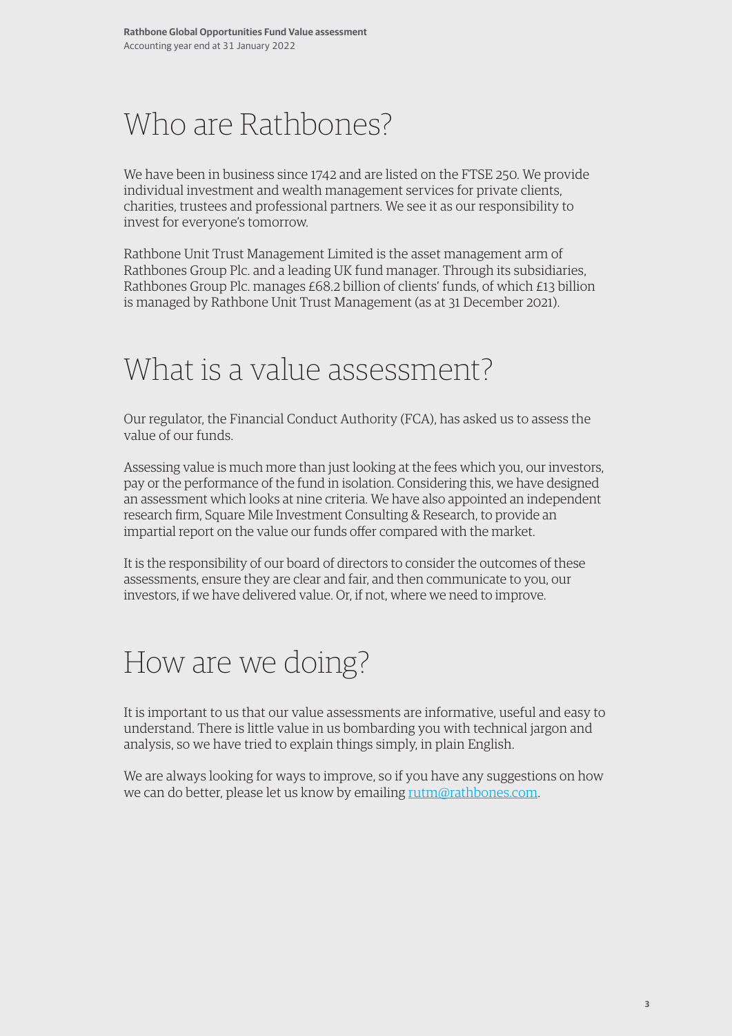# Who are Rathbones?

We have been in business since 1742 and are listed on the FTSE 250. We provide individual investment and wealth management services for private clients, charities, trustees and professional partners. We see it as our responsibility to invest for everyone's tomorrow.

Rathbone Unit Trust Management Limited is the asset management arm of Rathbones Group Plc. and a leading UK fund manager. Through its subsidiaries, Rathbones Group Plc. manages £68.2 billion of clients' funds, of which £13 billion is managed by Rathbone Unit Trust Management (as at 31 December 2021).

# What is a value assessment?

Our regulator, the Financial Conduct Authority (FCA), has asked us to assess the value of our funds.

Assessing value is much more than just looking at the fees which you, our investors, pay or the performance of the fund in isolation. Considering this, we have designed an assessment which looks at nine criteria. We have also appointed an independent research firm, Square Mile Investment Consulting & Research, to provide an impartial report on the value our funds offer compared with the market.

It is the responsibility of our board of directors to consider the outcomes of these assessments, ensure they are clear and fair, and then communicate to you, our investors, if we have delivered value. Or, if not, where we need to improve.

# How are we doing?

It is important to us that our value assessments are informative, useful and easy to understand. There is little value in us bombarding you with technical jargon and analysis, so we have tried to explain things simply, in plain English.

We are always looking for ways to improve, so if you have any suggestions on how we can do better, please let us know by emailing rutm@rathbones.com.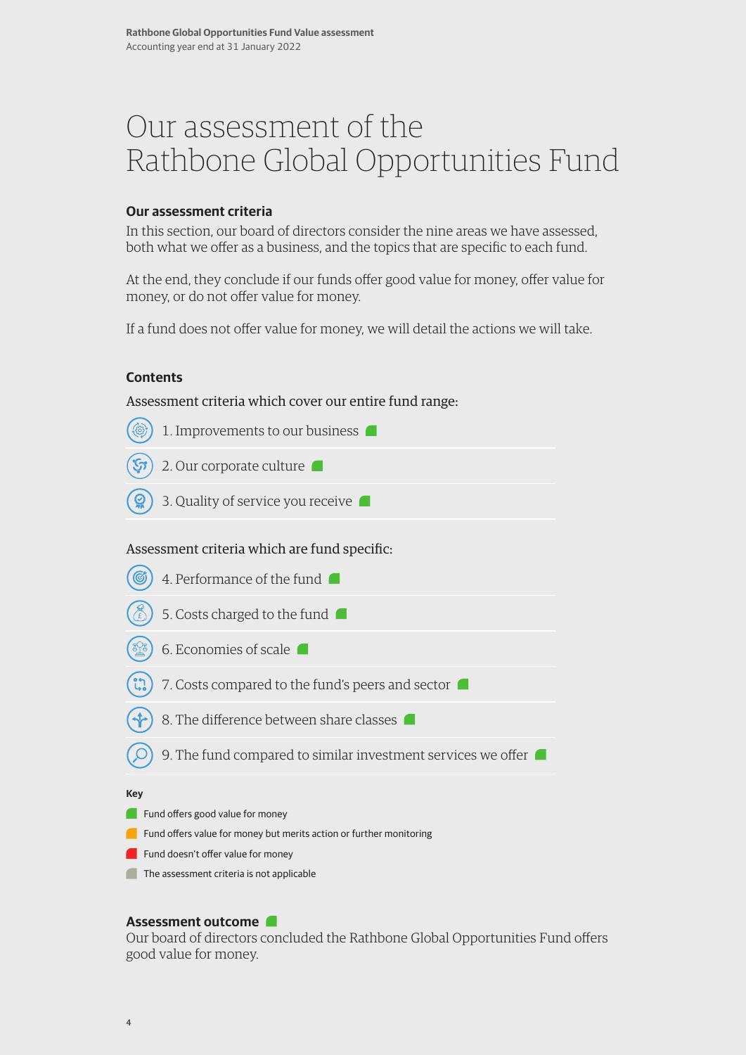# Our assessment of the Rathbone Global Opportunities Fund

### Our assessment criteria

In this section, our board of directors consider the nine areas we have assessed, both what we offer as a business, and the topics that are specific to each fund.

At the end, they conclude if our funds offer good value for money, offer value for money, or do not offer value for money.

If a fund does not offer value for money, we will detail the actions we will take.

### Contents

Assessment criteria which cover our entire fund range:

1. Improvements to our business
2. Our corporate culture
3. Quality of service you receive

Assessment criteria which are fund specific:

4. Performance of the fund
5. Costs charged to the fund
6. Economies of scale
7. Costs compared to the fund's peers and sector
8. The difference between share classes
9. The fund compared to similar investment services we offer

**Key**

- Fund offers good value for money
- Fund offers value for money but merits action or further monitoring
- Fund doesn't offer value for money
- The assessment criteria is not applicable

### Assessment outcome

Our board of directors concluded the Rathbone Global Opportunities Fund offers good value for money.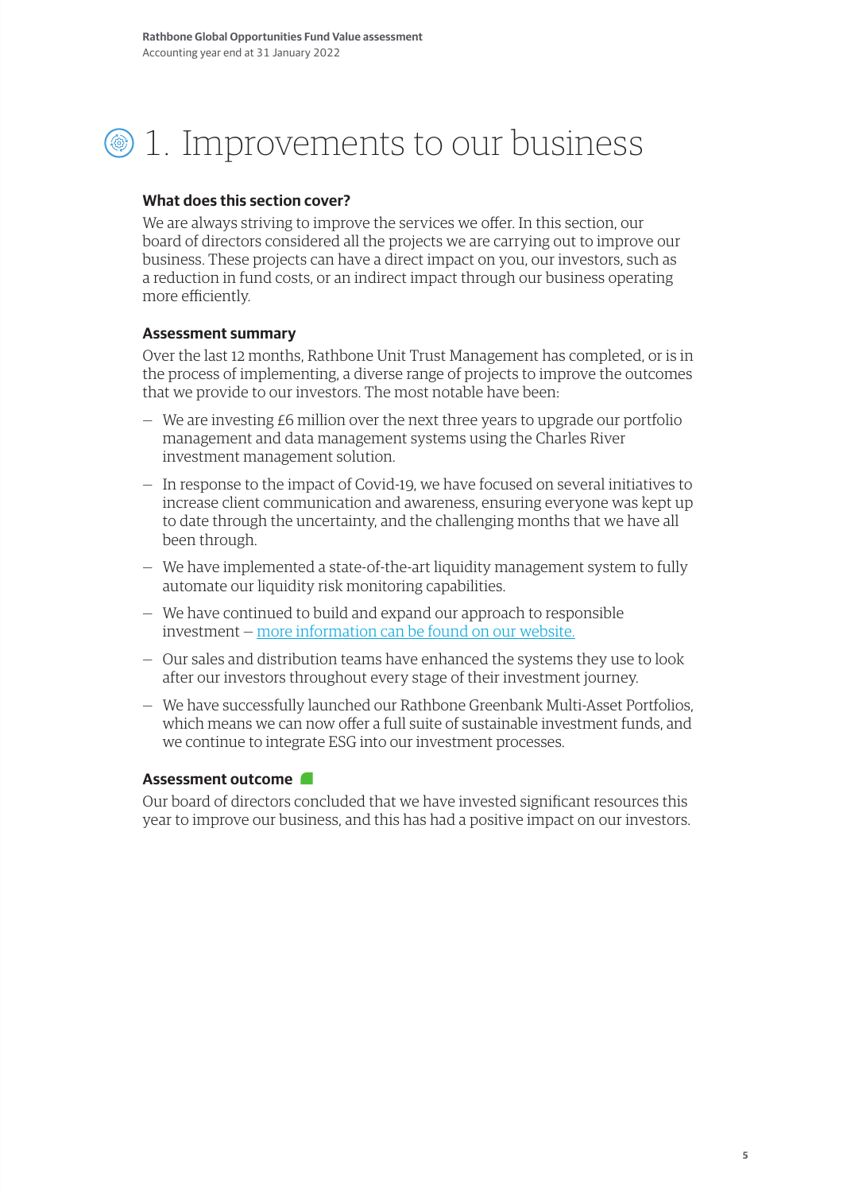# 1. Improvements to our business

### What does this section cover?

We are always striving to improve the services we offer. In this section, our board of directors considered all the projects we are carrying out to improve our business. These projects can have a direct impact on you, our investors, such as a reduction in fund costs, or an indirect impact through our business operating more efficiently.

### Assessment summary

Over the last 12 months, Rathbone Unit Trust Management has completed, or is in the process of implementing, a diverse range of projects to improve the outcomes that we provide to our investors. The most notable have been:

- We are investing £6 million over the next three years to upgrade our portfolio management and data management systems using the Charles River investment management solution.
- In response to the impact of Covid-19, we have focused on several initiatives to increase client communication and awareness, ensuring everyone was kept up to date through the uncertainty, and the challenging months that we have all been through.
- We have implemented a state-of-the-art liquidity management system to fully automate our liquidity risk monitoring capabilities.
- We have continued to build and expand our approach to responsible investment – more information can be found on our website.
- Our sales and distribution teams have enhanced the systems they use to look after our investors throughout every stage of their investment journey.
- We have successfully launched our Rathbone Greenbank Multi-Asset Portfolios, which means we can now offer a full suite of sustainable investment funds, and we continue to integrate ESG into our investment processes.

### Assessment outcome

Our board of directors concluded that we have invested significant resources this year to improve our business, and this has had a positive impact on our investors.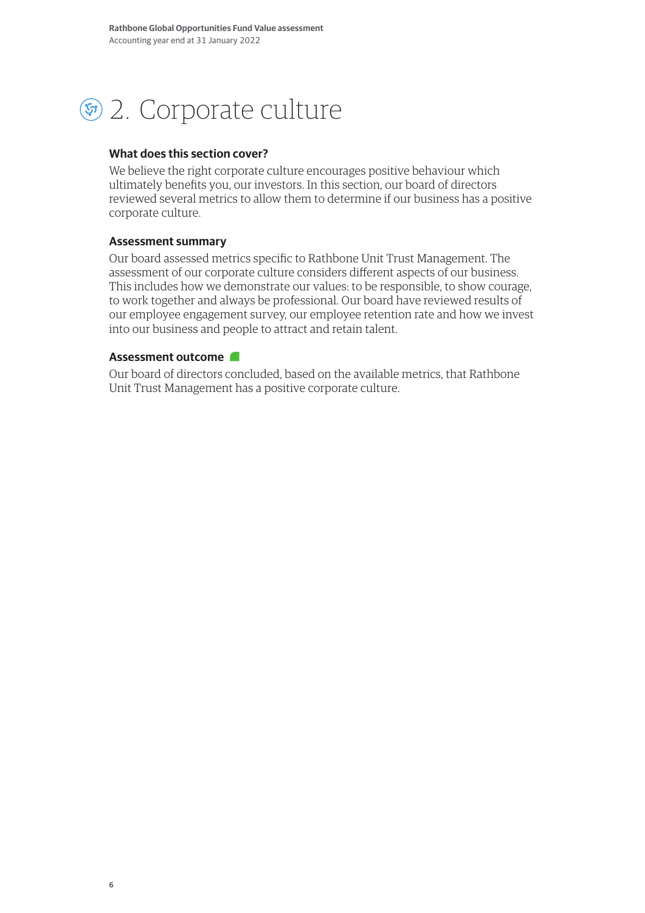# 2. Corporate culture

### What does this section cover?

We believe the right corporate culture encourages positive behaviour which ultimately benefits you, our investors. In this section, our board of directors reviewed several metrics to allow them to determine if our business has a positive corporate culture.

### Assessment summary

Our board assessed metrics specific to Rathbone Unit Trust Management. The assessment of our corporate culture considers different aspects of our business. This includes how we demonstrate our values: to be responsible, to show courage, to work together and always be professional. Our board have reviewed results of our employee engagement survey, our employee retention rate and how we invest into our business and people to attract and retain talent.

### Assessment outcome

Our board of directors concluded, based on the available metrics, that Rathbone Unit Trust Management has a positive corporate culture.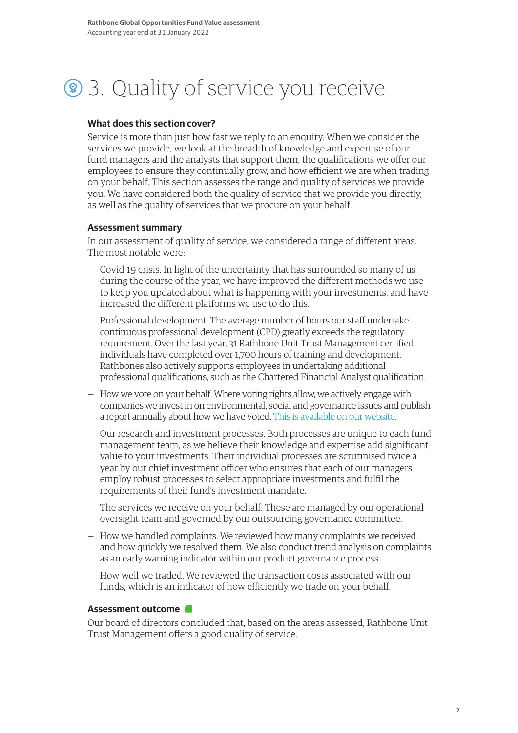# 3. Quality of service you receive

### What does this section cover?

Service is more than just how fast we reply to an enquiry. When we consider the services we provide, we look at the breadth of knowledge and expertise of our fund managers and the analysts that support them, the qualifications we offer our employees to ensure they continually grow, and how efficient we are when trading on your behalf. This section assesses the range and quality of services we provide you. We have considered both the quality of service that we provide you directly, as well as the quality of services that we procure on your behalf.

### Assessment summary

In our assessment of quality of service, we considered a range of different areas. The most notable were:

- Covid-19 crisis. In light of the uncertainty that has surrounded so many of us during the course of the year, we have improved the different methods we use to keep you updated about what is happening with your investments, and have increased the different platforms we use to do this.
- Professional development. The average number of hours our staff undertake continuous professional development (CPD) greatly exceeds the regulatory requirement. Over the last year, 31 Rathbone Unit Trust Management certified individuals have completed over 1,700 hours of training and development. Rathbones also actively supports employees in undertaking additional professional qualifications, such as the Chartered Financial Analyst qualification.
- How we vote on your behalf. Where voting rights allow, we actively engage with companies we invest in on environmental, social and governance issues and publish a report annually about how we have voted. This is available on our website.
- Our research and investment processes. Both processes are unique to each fund management team, as we believe their knowledge and expertise add significant value to your investments. Their individual processes are scrutinised twice a year by our chief investment officer who ensures that each of our managers employ robust processes to select appropriate investments and fulfil the requirements of their fund's investment mandate.
- The services we receive on your behalf. These are managed by our operational oversight team and governed by our outsourcing governance committee.
- How we handled complaints. We reviewed how many complaints we received and how quickly we resolved them. We also conduct trend analysis on complaints as an early warning indicator within our product governance process.
- How well we traded. We reviewed the transaction costs associated with our funds, which is an indicator of how efficiently we trade on your behalf.

### Assessment outcome

Our board of directors concluded that, based on the areas assessed, Rathbone Unit Trust Management offers a good quality of service.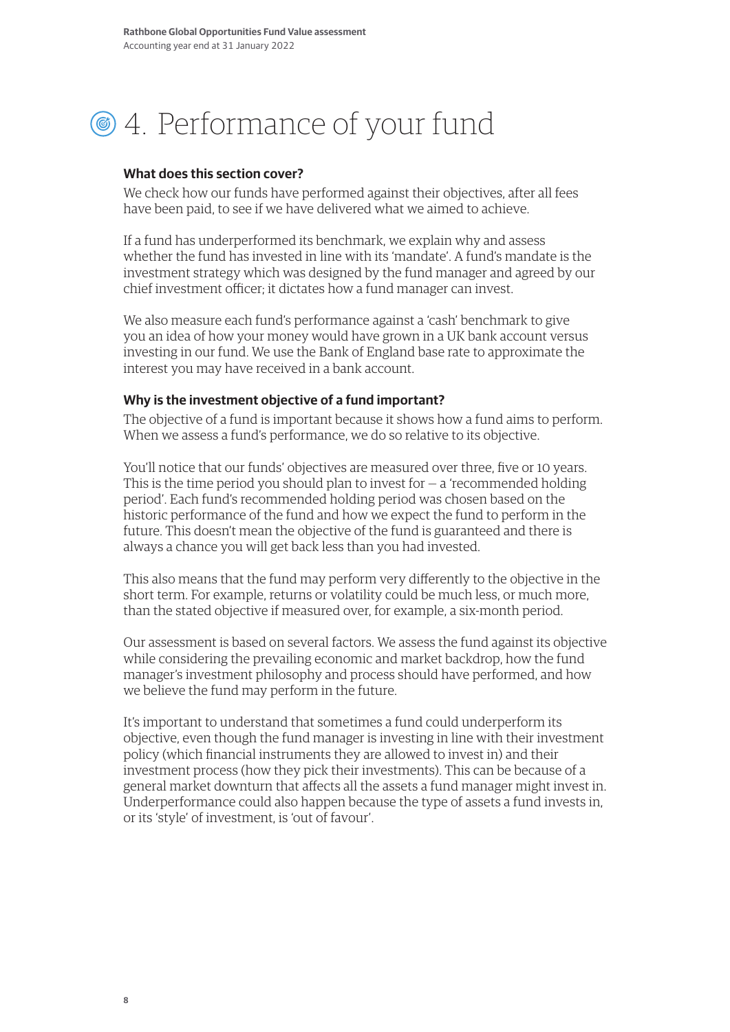# 4. Performance of your fund

### What does this section cover?

We check how our funds have performed against their objectives, after all fees have been paid, to see if we have delivered what we aimed to achieve.

If a fund has underperformed its benchmark, we explain why and assess whether the fund has invested in line with its 'mandate'. A fund's mandate is the investment strategy which was designed by the fund manager and agreed by our chief investment officer; it dictates how a fund manager can invest.

We also measure each fund's performance against a 'cash' benchmark to give you an idea of how your money would have grown in a UK bank account versus investing in our fund. We use the Bank of England base rate to approximate the interest you may have received in a bank account.

### Why is the investment objective of a fund important?

The objective of a fund is important because it shows how a fund aims to perform. When we assess a fund's performance, we do so relative to its objective.

You'll notice that our funds' objectives are measured over three, five or 10 years. This is the time period you should plan to invest for – a 'recommended holding period'. Each fund's recommended holding period was chosen based on the historic performance of the fund and how we expect the fund to perform in the future. This doesn't mean the objective of the fund is guaranteed and there is always a chance you will get back less than you had invested.

This also means that the fund may perform very differently to the objective in the short term. For example, returns or volatility could be much less, or much more, than the stated objective if measured over, for example, a six-month period.

Our assessment is based on several factors. We assess the fund against its objective while considering the prevailing economic and market backdrop, how the fund manager's investment philosophy and process should have performed, and how we believe the fund may perform in the future.

It's important to understand that sometimes a fund could underperform its objective, even though the fund manager is investing in line with their investment policy (which financial instruments they are allowed to invest in) and their investment process (how they pick their investments). This can be because of a general market downturn that affects all the assets a fund manager might invest in. Underperformance could also happen because the type of assets a fund invests in, or its 'style' of investment, is 'out of favour'.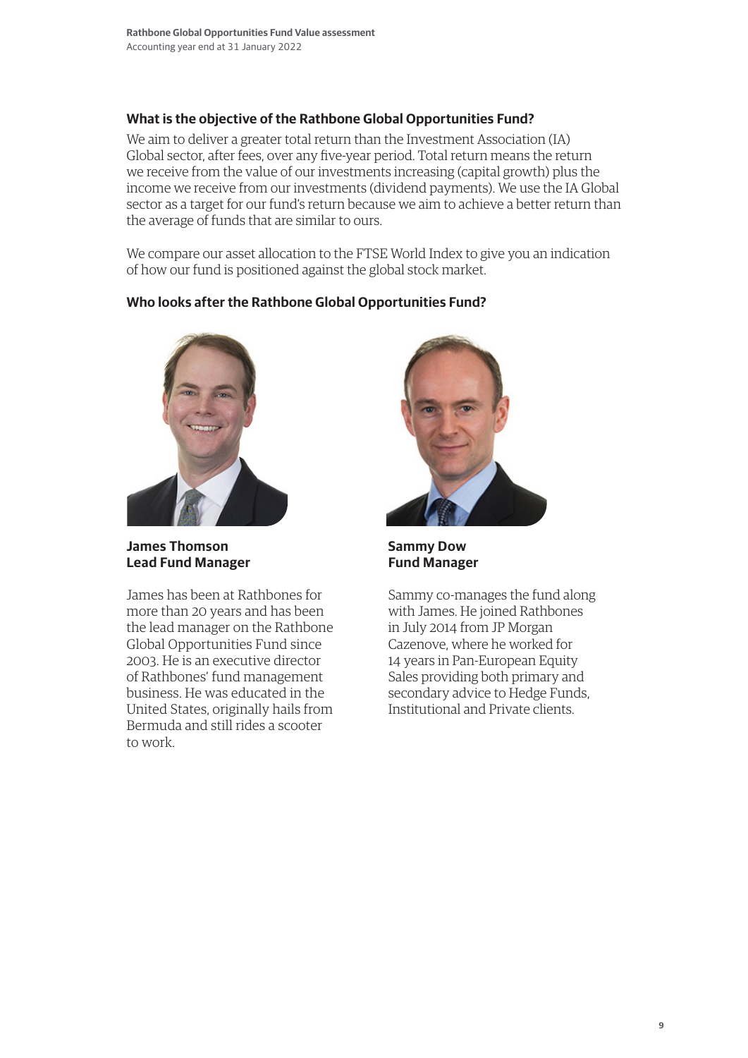### What is the objective of the Rathbone Global Opportunities Fund?

We aim to deliver a greater total return than the Investment Association (IA) Global sector, after fees, over any five-year period. Total return means the return we receive from the value of our investments increasing (capital growth) plus the income we receive from our investments (dividend payments). We use the IA Global sector as a target for our fund's return because we aim to achieve a better return than the average of funds that are similar to ours.

We compare our asset allocation to the FTSE World Index to give you an indication of how our fund is positioned against the global stock market.

### Who looks after the Rathbone Global Opportunities Fund?

**James Thomson**
**Lead Fund Manager**

James has been at Rathbones for more than 20 years and has been the lead manager on the Rathbone Global Opportunities Fund since 2003. He is an executive director of Rathbones' fund management business. He was educated in the United States, originally hails from Bermuda and still rides a scooter to work.

**Sammy Dow**
**Fund Manager**

Sammy co-manages the fund along with James. He joined Rathbones in July 2014 from JP Morgan Cazenove, where he worked for 14 years in Pan-European Equity Sales providing both primary and secondary advice to Hedge Funds, Institutional and Private clients.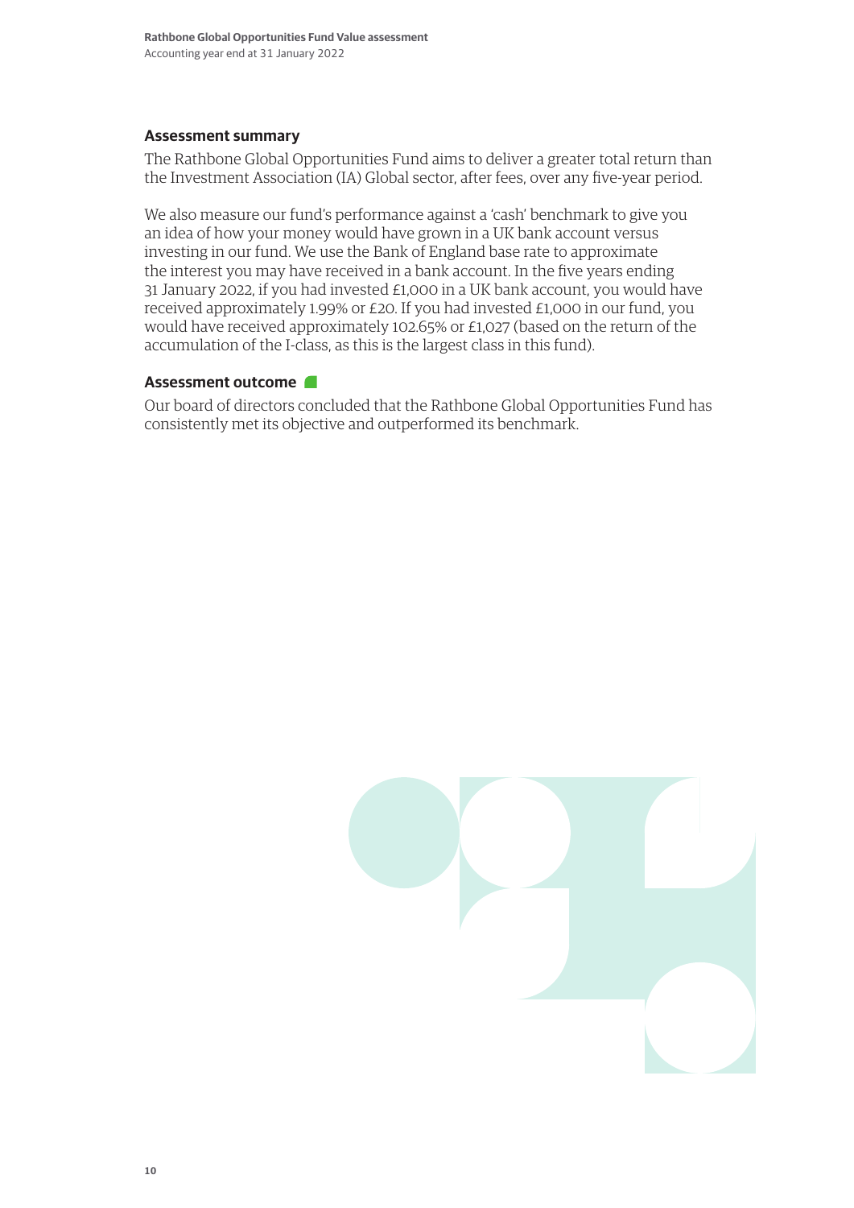## Assessment summary

The Rathbone Global Opportunities Fund aims to deliver a greater total return than the Investment Association (IA) Global sector, after fees, over any five-year period.

We also measure our fund's performance against a 'cash' benchmark to give you an idea of how your money would have grown in a UK bank account versus investing in our fund. We use the Bank of England base rate to approximate the interest you may have received in a bank account. In the five years ending 31 January 2022, if you had invested £1,000 in a UK bank account, you would have received approximately 1.99% or £20. If you had invested £1,000 in our fund, you would have received approximately 102.65% or £1,027 (based on the return of the accumulation of the I-class, as this is the largest class in this fund).

## Assessment outcome

Our board of directors concluded that the Rathbone Global Opportunities Fund has consistently met its objective and outperformed its benchmark.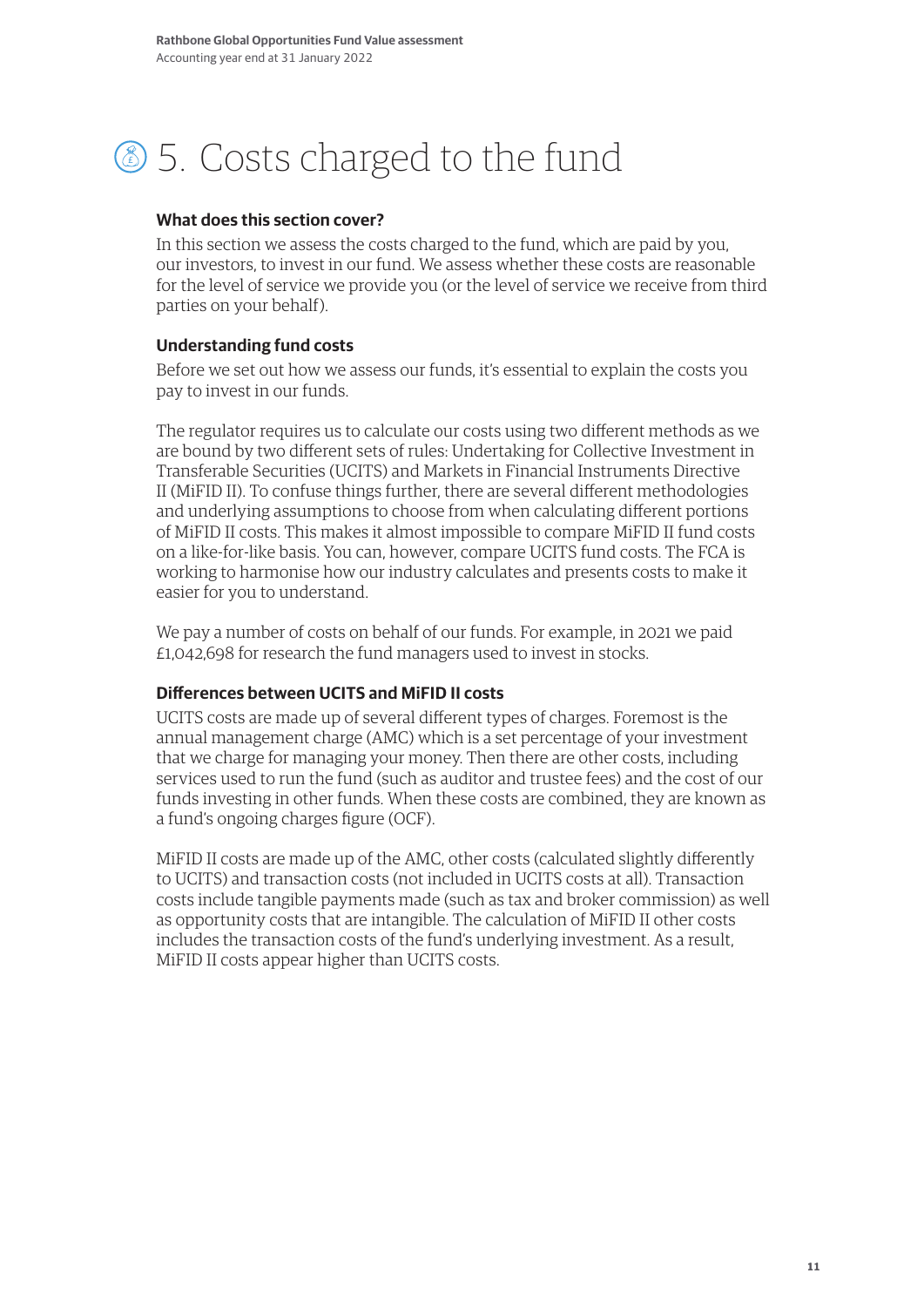# 5. Costs charged to the fund

### What does this section cover?

In this section we assess the costs charged to the fund, which are paid by you, our investors, to invest in our fund. We assess whether these costs are reasonable for the level of service we provide you (or the level of service we receive from third parties on your behalf).

### Understanding fund costs

Before we set out how we assess our funds, it's essential to explain the costs you pay to invest in our funds.

The regulator requires us to calculate our costs using two different methods as we are bound by two different sets of rules: Undertaking for Collective Investment in Transferable Securities (UCITS) and Markets in Financial Instruments Directive II (MiFID II). To confuse things further, there are several different methodologies and underlying assumptions to choose from when calculating different portions of MiFID II costs. This makes it almost impossible to compare MiFID II fund costs on a like-for-like basis. You can, however, compare UCITS fund costs. The FCA is working to harmonise how our industry calculates and presents costs to make it easier for you to understand.

We pay a number of costs on behalf of our funds. For example, in 2021 we paid £1,042,698 for research the fund managers used to invest in stocks.

### Differences between UCITS and MiFID II costs

UCITS costs are made up of several different types of charges. Foremost is the annual management charge (AMC) which is a set percentage of your investment that we charge for managing your money. Then there are other costs, including services used to run the fund (such as auditor and trustee fees) and the cost of our funds investing in other funds. When these costs are combined, they are known as a fund's ongoing charges figure (OCF).

MiFID II costs are made up of the AMC, other costs (calculated slightly differently to UCITS) and transaction costs (not included in UCITS costs at all). Transaction costs include tangible payments made (such as tax and broker commission) as well as opportunity costs that are intangible. The calculation of MiFID II other costs includes the transaction costs of the fund's underlying investment. As a result, MiFID II costs appear higher than UCITS costs.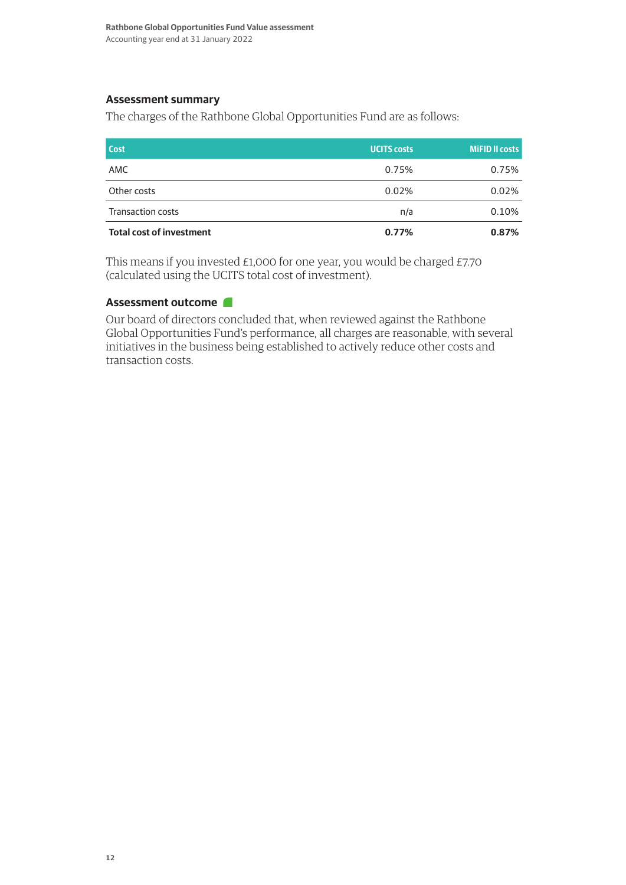## Assessment summary

The charges of the Rathbone Global Opportunities Fund are as follows:

| Cost | UCITS costs | MiFID II costs |
|---|---|---|
| AMC | 0.75% | 0.75% |
| Other costs | 0.02% | 0.02% |
| Transaction costs | n/a | 0.10% |
| **Total cost of investment** | **0.77%** | **0.87%** |

This means if you invested £1,000 for one year, you would be charged £7.70 (calculated using the UCITS total cost of investment).

## Assessment outcome

Our board of directors concluded that, when reviewed against the Rathbone Global Opportunities Fund's performance, all charges are reasonable, with several initiatives in the business being established to actively reduce other costs and transaction costs.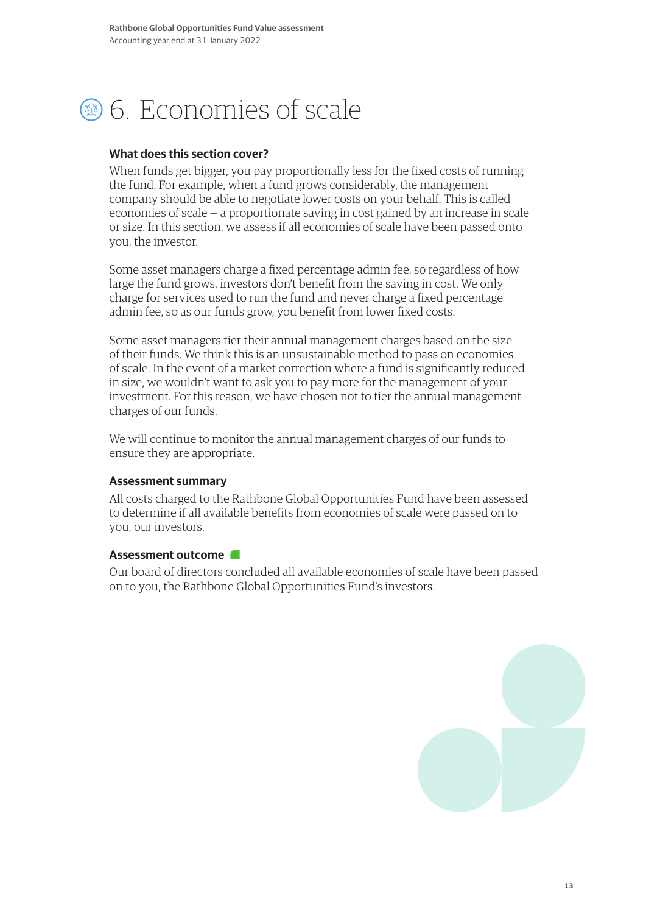# 6. Economies of scale

### What does this section cover?

When funds get bigger, you pay proportionally less for the fixed costs of running the fund. For example, when a fund grows considerably, the management company should be able to negotiate lower costs on your behalf. This is called economies of scale – a proportionate saving in cost gained by an increase in scale or size. In this section, we assess if all economies of scale have been passed onto you, the investor.

Some asset managers charge a fixed percentage admin fee, so regardless of how large the fund grows, investors don't benefit from the saving in cost. We only charge for services used to run the fund and never charge a fixed percentage admin fee, so as our funds grow, you benefit from lower fixed costs.

Some asset managers tier their annual management charges based on the size of their funds. We think this is an unsustainable method to pass on economies of scale. In the event of a market correction where a fund is significantly reduced in size, we wouldn't want to ask you to pay more for the management of your investment. For this reason, we have chosen not to tier the annual management charges of our funds.

We will continue to monitor the annual management charges of our funds to ensure they are appropriate.

### Assessment summary

All costs charged to the Rathbone Global Opportunities Fund have been assessed to determine if all available benefits from economies of scale were passed on to you, our investors.

### Assessment outcome

Our board of directors concluded all available economies of scale have been passed on to you, the Rathbone Global Opportunities Fund's investors.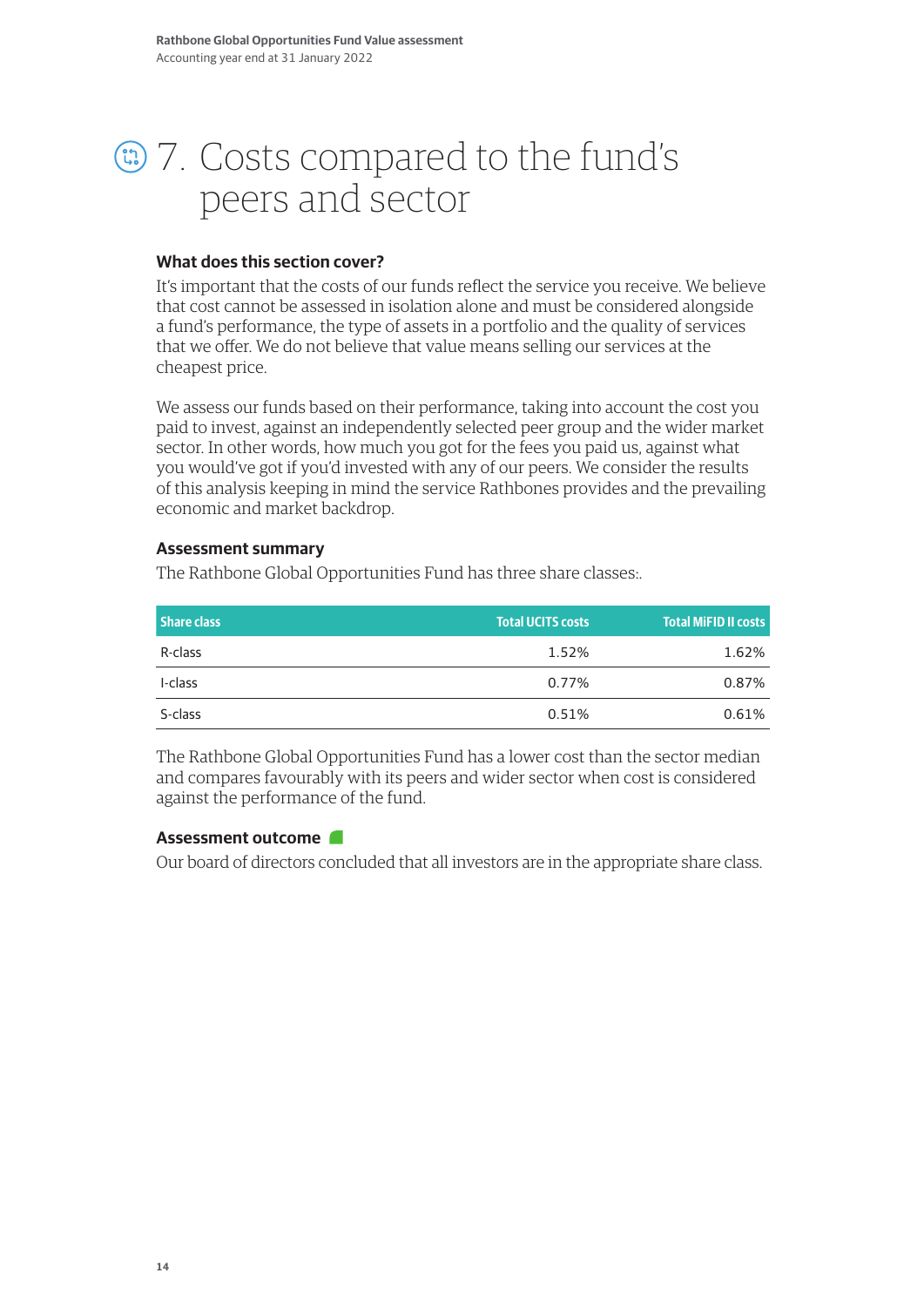# 7. Costs compared to the fund's peers and sector

### What does this section cover?

It's important that the costs of our funds reflect the service you receive. We believe that cost cannot be assessed in isolation alone and must be considered alongside a fund's performance, the type of assets in a portfolio and the quality of services that we offer. We do not believe that value means selling our services at the cheapest price.

We assess our funds based on their performance, taking into account the cost you paid to invest, against an independently selected peer group and the wider market sector. In other words, how much you got for the fees you paid us, against what you would've got if you'd invested with any of our peers. We consider the results of this analysis keeping in mind the service Rathbones provides and the prevailing economic and market backdrop.

### Assessment summary

The Rathbone Global Opportunities Fund has three share classes:.

| Share class | Total UCITS costs | Total MiFID II costs |
|---|---|---|
| R-class | 1.52% | 1.62% |
| I-class | 0.77% | 0.87% |
| S-class | 0.51% | 0.61% |

The Rathbone Global Opportunities Fund has a lower cost than the sector median and compares favourably with its peers and wider sector when cost is considered against the performance of the fund.

### Assessment outcome

Our board of directors concluded that all investors are in the appropriate share class.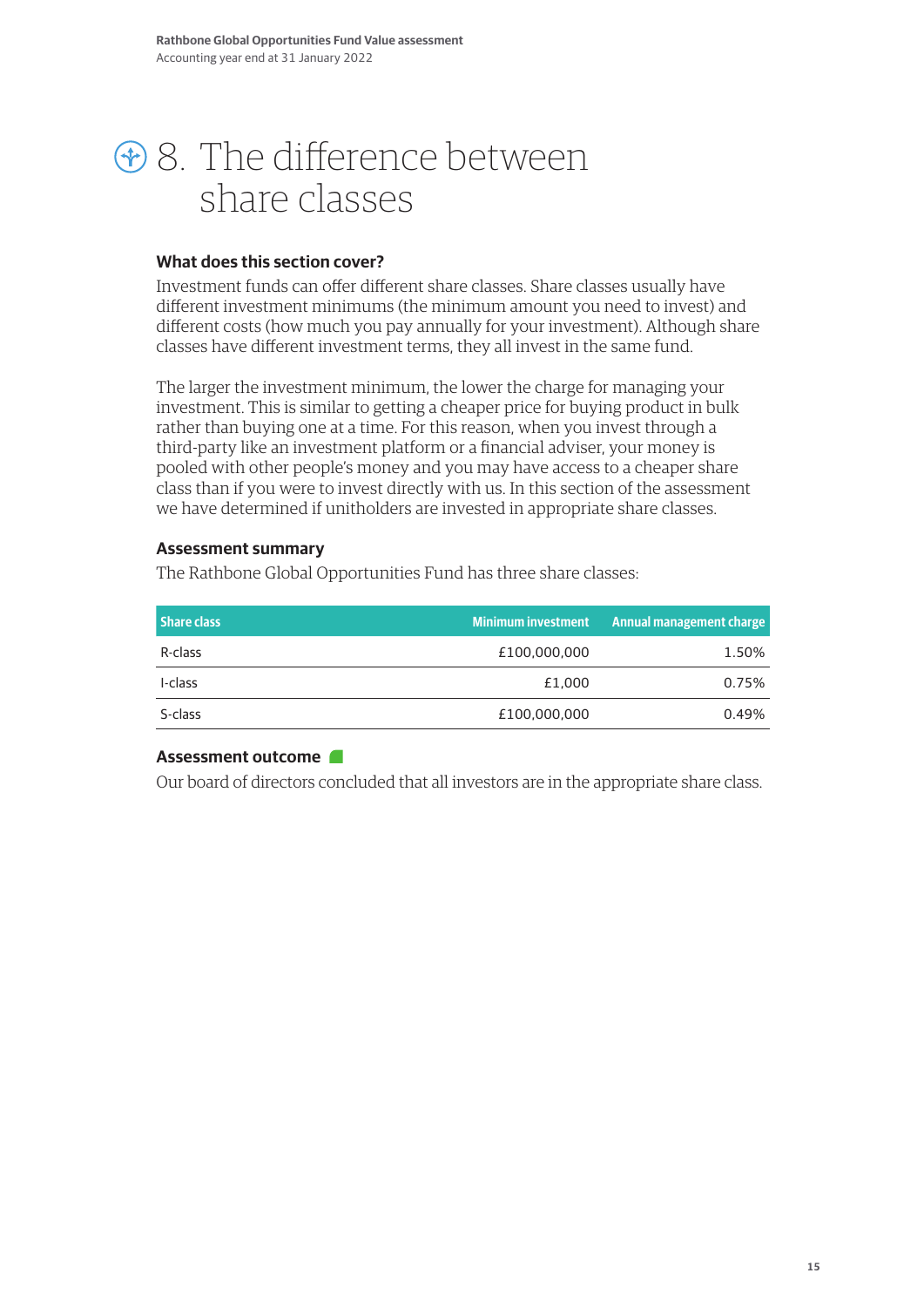# 8. The difference between share classes

### What does this section cover?

Investment funds can offer different share classes. Share classes usually have different investment minimums (the minimum amount you need to invest) and different costs (how much you pay annually for your investment). Although share classes have different investment terms, they all invest in the same fund.

The larger the investment minimum, the lower the charge for managing your investment. This is similar to getting a cheaper price for buying product in bulk rather than buying one at a time. For this reason, when you invest through a third-party like an investment platform or a financial adviser, your money is pooled with other people's money and you may have access to a cheaper share class than if you were to invest directly with us. In this section of the assessment we have determined if unitholders are invested in appropriate share classes.

### Assessment summary

The Rathbone Global Opportunities Fund has three share classes:

| Share class | Minimum investment | Annual management charge |
|---|---|---|
| R-class | £100,000,000 | 1.50% |
| I-class | £1,000 | 0.75% |
| S-class | £100,000,000 | 0.49% |

### Assessment outcome

Our board of directors concluded that all investors are in the appropriate share class.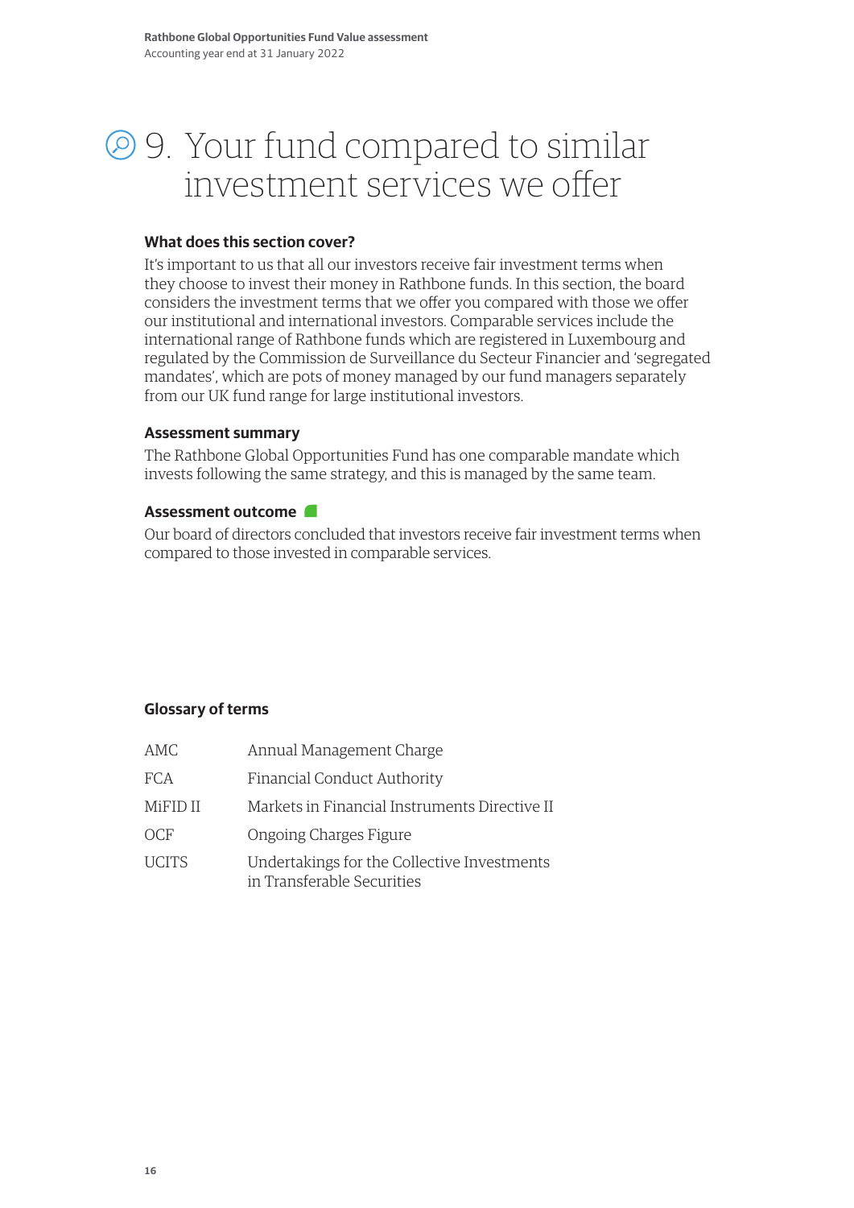# 9. Your fund compared to similar investment services we offer

### What does this section cover?

It's important to us that all our investors receive fair investment terms when they choose to invest their money in Rathbone funds. In this section, the board considers the investment terms that we offer you compared with those we offer our institutional and international investors. Comparable services include the international range of Rathbone funds which are registered in Luxembourg and regulated by the Commission de Surveillance du Secteur Financier and 'segregated mandates', which are pots of money managed by our fund managers separately from our UK fund range for large institutional investors.

### Assessment summary

The Rathbone Global Opportunities Fund has one comparable mandate which invests following the same strategy, and this is managed by the same team.

### Assessment outcome

Our board of directors concluded that investors receive fair investment terms when compared to those invested in comparable services.

### Glossary of terms

| | |
|---|---|
| AMC | Annual Management Charge |
| FCA | Financial Conduct Authority |
| MiFID II | Markets in Financial Instruments Directive II |
| OCF | Ongoing Charges Figure |
| UCITS | Undertakings for the Collective Investments in Transferable Securities |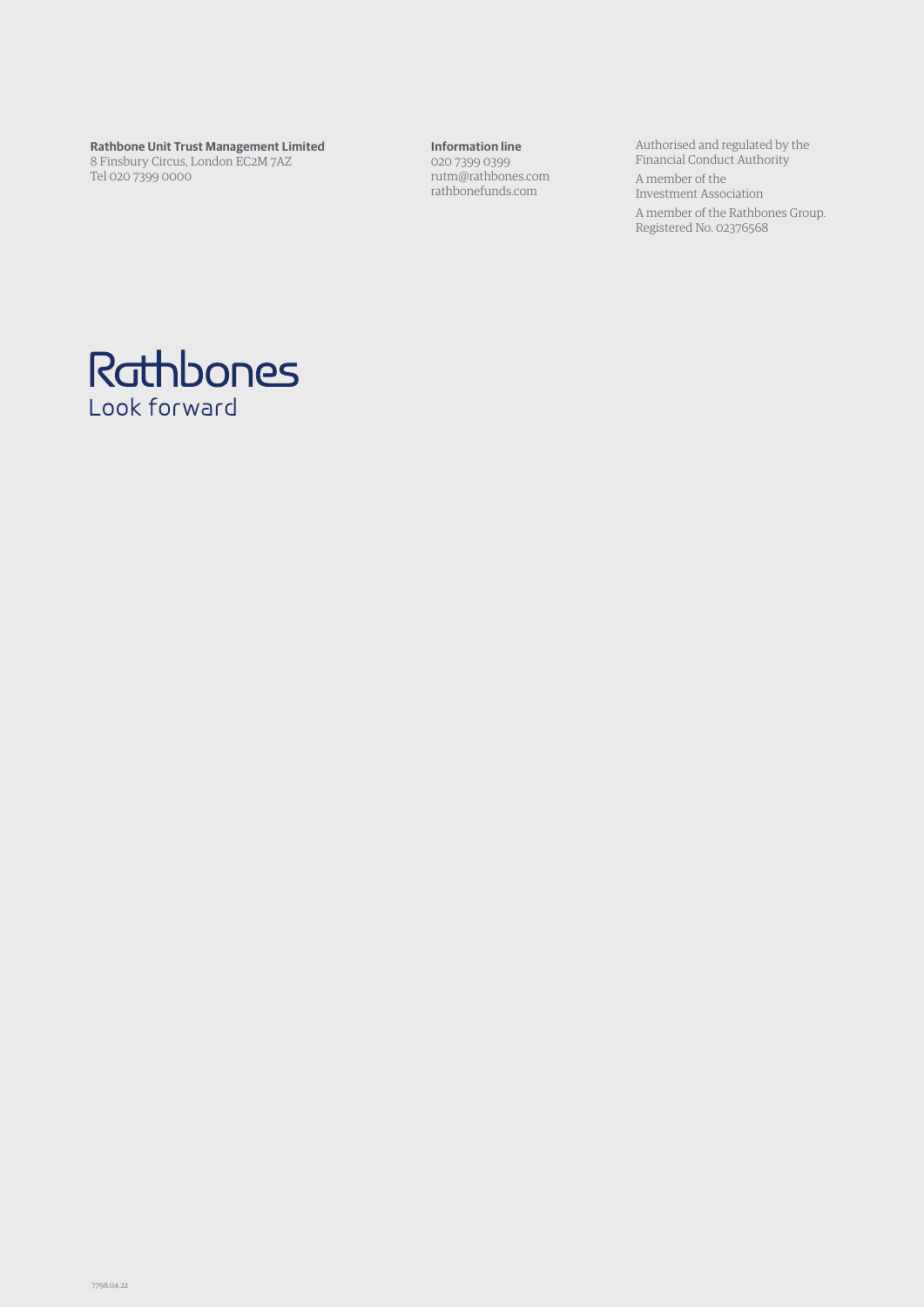**Rathbone Unit Trust Management Limited**
8 Finsbury Circus, London EC2M 7AZ
Tel 020 7399 0000

**Information line**
020 7399 0399
rutm@rathbones.com
rathbonefunds.com

Authorised and regulated by the Financial Conduct Authority

A member of the Investment Association

A member of the Rathbones Group. Registered No. 02376568

Rathbones
Look forward

7798.04.22